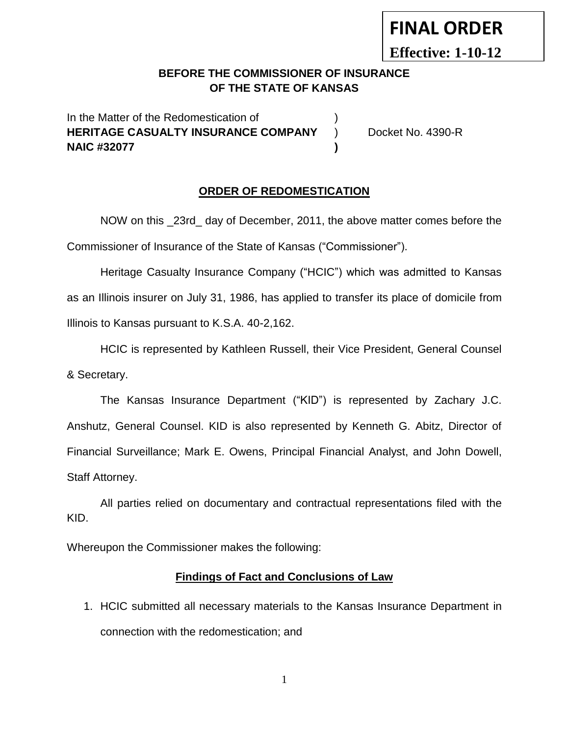**FINAL ORDER**

**Effective: 1-10-12**

**BEFORE THE COMMISSIONER OF INSURANCE**
**OF THE STATE OF KANSAS**

In the Matter of the Redomestication of )
**HERITAGE CASUALTY INSURANCE COMPANY** ) Docket No. 4390-R
**NAIC #32077** )

**ORDER OF REDOMESTICATION**

NOW on this _23rd_ day of December, 2011, the above matter comes before the Commissioner of Insurance of the State of Kansas ("Commissioner").

Heritage Casualty Insurance Company ("HCIC") which was admitted to Kansas as an Illinois insurer on July 31, 1986, has applied to transfer its place of domicile from Illinois to Kansas pursuant to K.S.A. 40-2,162.

HCIC is represented by Kathleen Russell, their Vice President, General Counsel & Secretary.

The Kansas Insurance Department ("KID") is represented by Zachary J.C. Anshutz, General Counsel. KID is also represented by Kenneth G. Abitz, Director of Financial Surveillance; Mark E. Owens, Principal Financial Analyst, and John Dowell, Staff Attorney.

All parties relied on documentary and contractual representations filed with the KID.

Whereupon the Commissioner makes the following:

**Findings of Fact and Conclusions of Law**

1. HCIC submitted all necessary materials to the Kansas Insurance Department in connection with the redomestication; and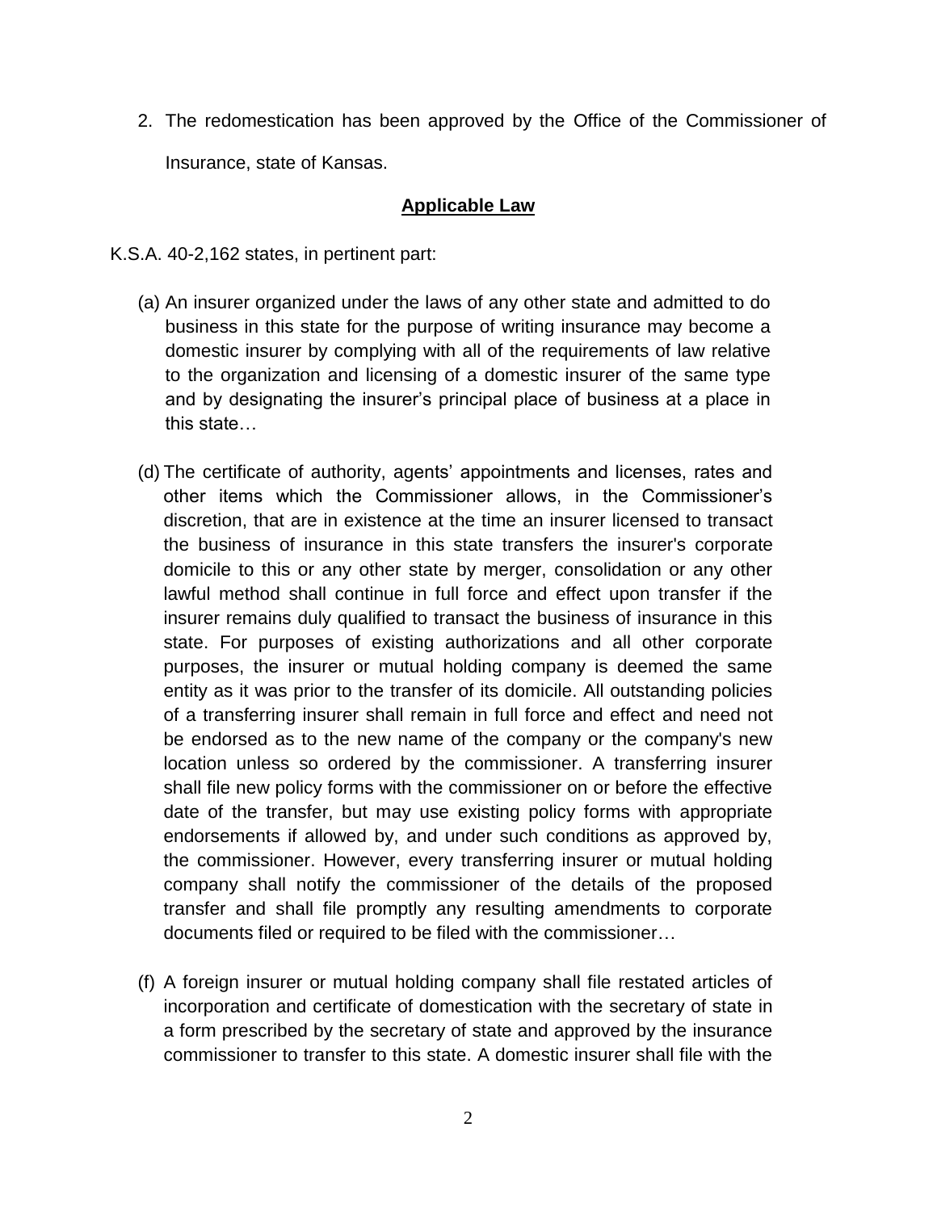2. The redomestication has been approved by the Office of the Commissioner of Insurance, state of Kansas.

## **Applicable Law**

K.S.A. 40-2,162 states, in pertinent part:

> (a) An insurer organized under the laws of any other state and admitted to do business in this state for the purpose of writing insurance may become a domestic insurer by complying with all of the requirements of law relative to the organization and licensing of a domestic insurer of the same type and by designating the insurer's principal place of business at a place in this state…
>
> (d) The certificate of authority, agents' appointments and licenses, rates and other items which the Commissioner allows, in the Commissioner's discretion, that are in existence at the time an insurer licensed to transact the business of insurance in this state transfers the insurer's corporate domicile to this or any other state by merger, consolidation or any other lawful method shall continue in full force and effect upon transfer if the insurer remains duly qualified to transact the business of insurance in this state. For purposes of existing authorizations and all other corporate purposes, the insurer or mutual holding company is deemed the same entity as it was prior to the transfer of its domicile. All outstanding policies of a transferring insurer shall remain in full force and effect and need not be endorsed as to the new name of the company or the company's new location unless so ordered by the commissioner. A transferring insurer shall file new policy forms with the commissioner on or before the effective date of the transfer, but may use existing policy forms with appropriate endorsements if allowed by, and under such conditions as approved by, the commissioner. However, every transferring insurer or mutual holding company shall notify the commissioner of the details of the proposed transfer and shall file promptly any resulting amendments to corporate documents filed or required to be filed with the commissioner…
>
> (f) A foreign insurer or mutual holding company shall file restated articles of incorporation and certificate of domestication with the secretary of state in a form prescribed by the secretary of state and approved by the insurance commissioner to transfer to this state. A domestic insurer shall file with the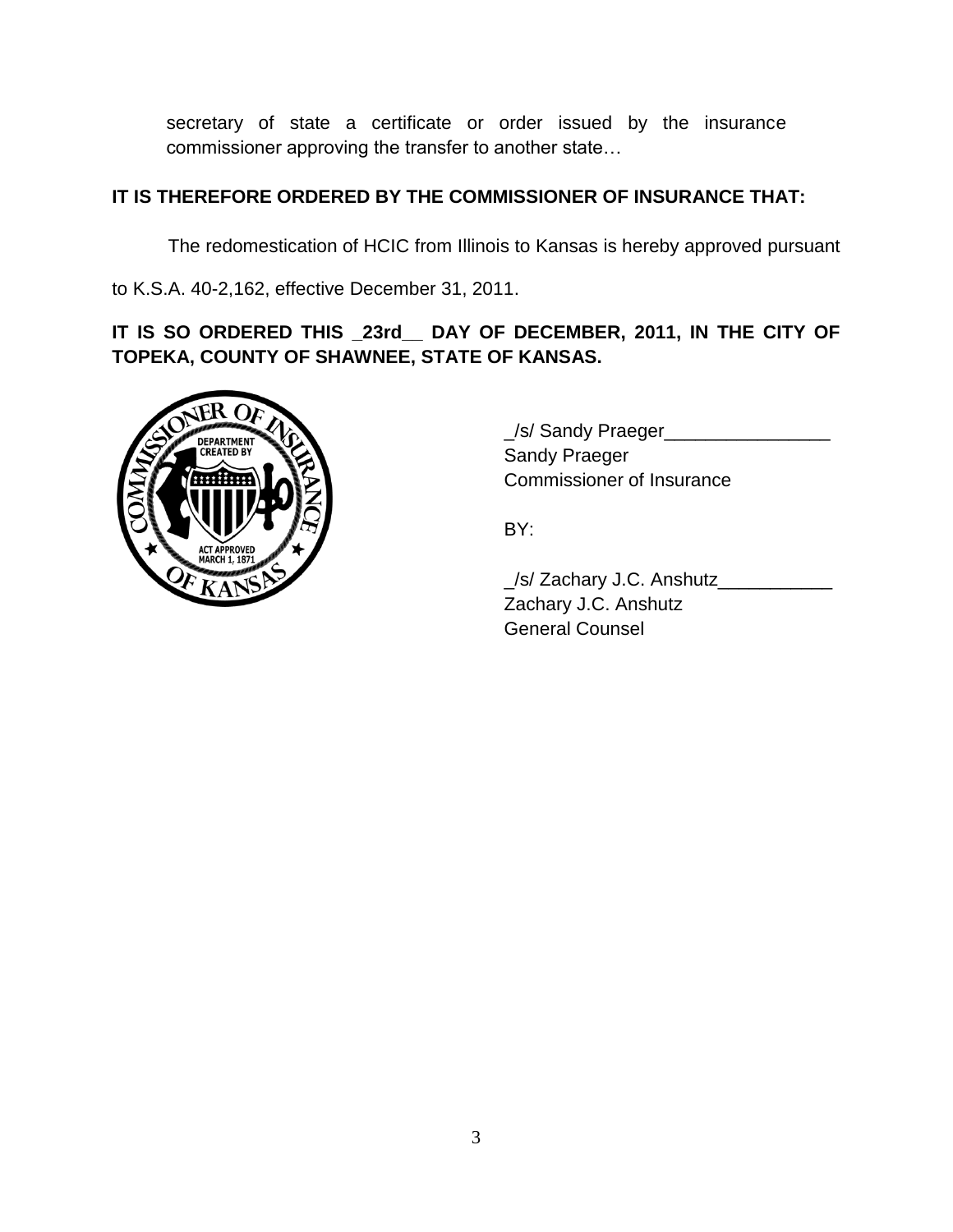secretary of state a certificate or order issued by the insurance commissioner approving the transfer to another state…

**IT IS THEREFORE ORDERED BY THE COMMISSIONER OF INSURANCE THAT:**

The redomestication of HCIC from Illinois to Kansas is hereby approved pursuant to K.S.A. 40-2,162, effective December 31, 2011.

**IT IS SO ORDERED THIS _23rd__ DAY OF DECEMBER, 2011, IN THE CITY OF TOPEKA, COUNTY OF SHAWNEE, STATE OF KANSAS.**

_/s/ Sandy Praeger________________
Sandy Praeger
Commissioner of Insurance

BY:

_/s/ Zachary J.C. Anshutz___________
Zachary J.C. Anshutz
General Counsel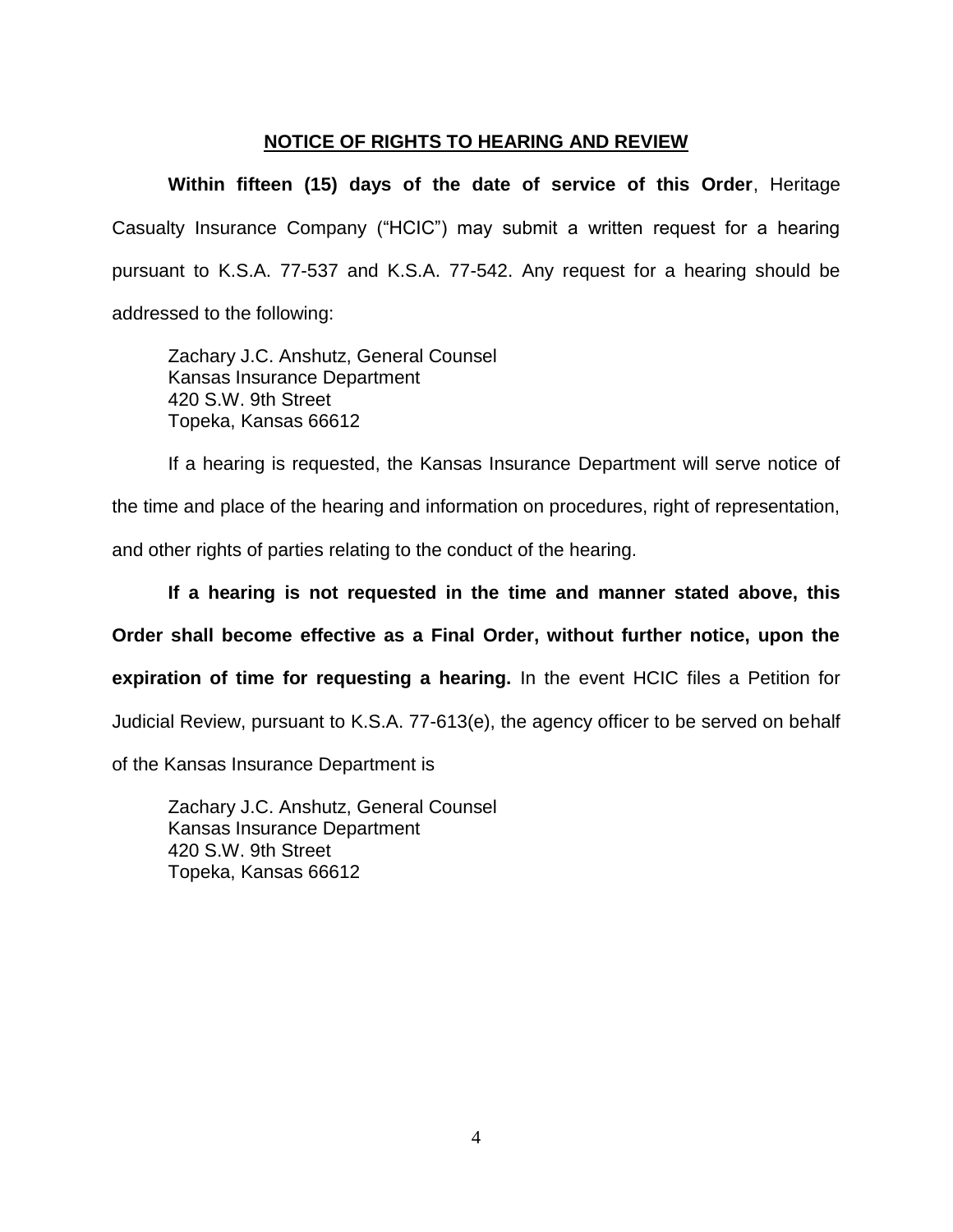## NOTICE OF RIGHTS TO HEARING AND REVIEW

**Within fifteen (15) days of the date of service of this Order**, Heritage Casualty Insurance Company ("HCIC") may submit a written request for a hearing pursuant to K.S.A. 77-537 and K.S.A. 77-542. Any request for a hearing should be addressed to the following:

Zachary J.C. Anshutz, General Counsel
Kansas Insurance Department
420 S.W. 9th Street
Topeka, Kansas 66612

If a hearing is requested, the Kansas Insurance Department will serve notice of the time and place of the hearing and information on procedures, right of representation, and other rights of parties relating to the conduct of the hearing.

**If a hearing is not requested in the time and manner stated above, this Order shall become effective as a Final Order, without further notice, upon the expiration of time for requesting a hearing.** In the event HCIC files a Petition for Judicial Review, pursuant to K.S.A. 77-613(e), the agency officer to be served on behalf of the Kansas Insurance Department is

Zachary J.C. Anshutz, General Counsel
Kansas Insurance Department
420 S.W. 9th Street
Topeka, Kansas 66612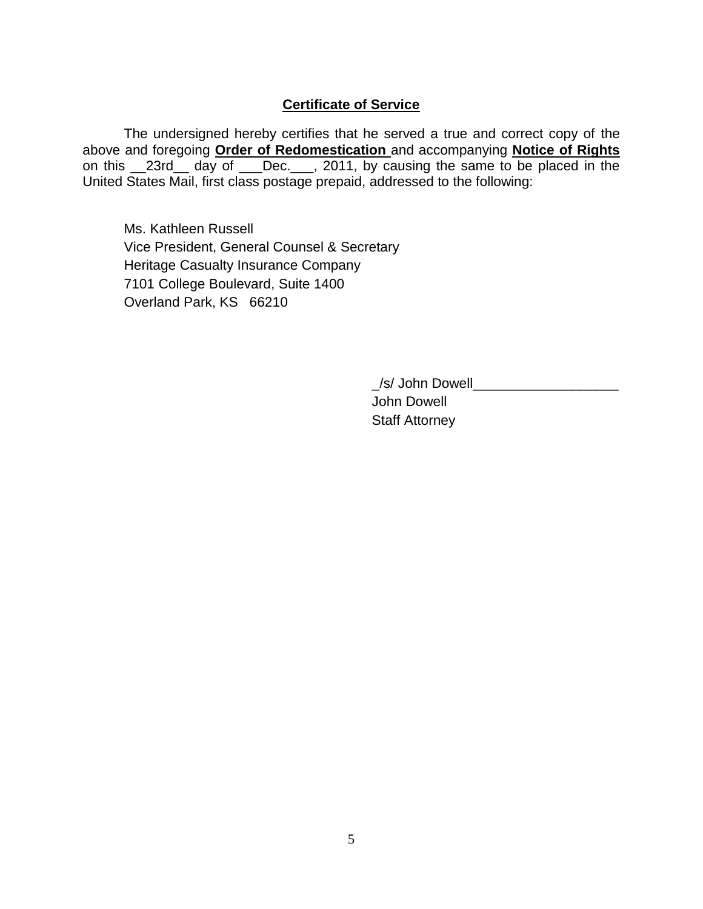## **Certificate of Service**

The undersigned hereby certifies that he served a true and correct copy of the above and foregoing **Order of Redomestication** and accompanying **Notice of Rights** on this __23rd__ day of ___Dec.___, 2011, by causing the same to be placed in the United States Mail, first class postage prepaid, addressed to the following:

Ms. Kathleen Russell
Vice President, General Counsel & Secretary
Heritage Casualty Insurance Company
7101 College Boulevard, Suite 1400
Overland Park, KS 66210

_/s/ John Dowell___________________
John Dowell
Staff Attorney